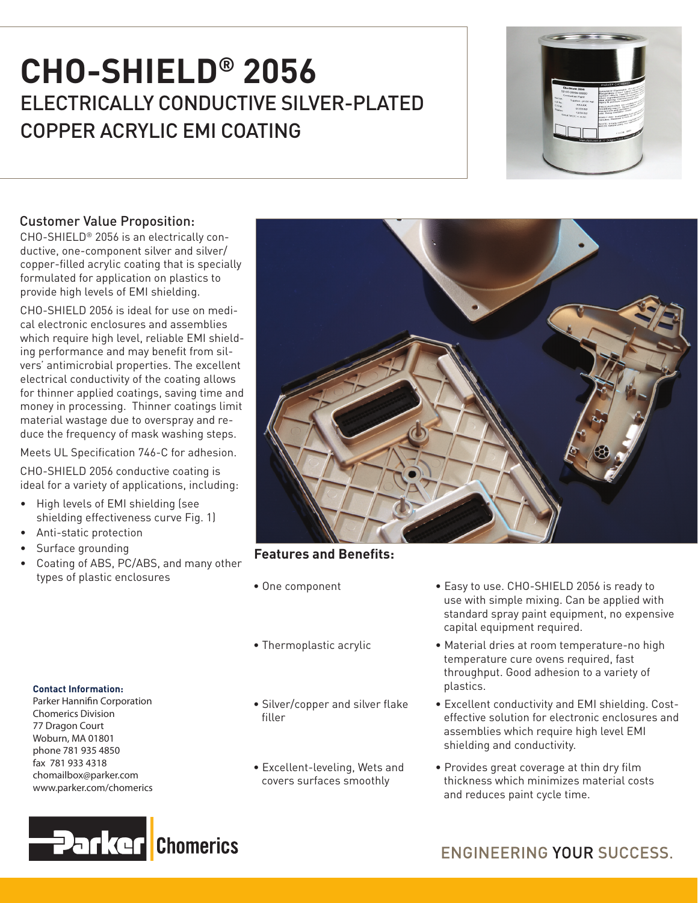# CHO-SHIELD® 2056

## ELECTRICALLY CONDUCTIVE SILVER-PLATED COPPER ACRYLIC EMI COATING

### Customer Value Proposition:

CHO-SHIELD® 2056 is an electrically conductive, one-component silver and silver/copper-filled acrylic coating that is specially formulated for application on plastics to provide high levels of EMI shielding.

CHO-SHIELD 2056 is ideal for use on medical electronic enclosures and assemblies which require high level, reliable EMI shielding performance and may benefit from silvers' antimicrobial properties. The excellent electrical conductivity of the coating allows for thinner applied coatings, saving time and money in processing. Thinner coatings limit material wastage due to overspray and reduce the frequency of mask washing steps.

Meets UL Specification 746-C for adhesion.

CHO-SHIELD 2056 conductive coating is ideal for a variety of applications, including:

- High levels of EMI shielding (see shielding effectiveness curve Fig. 1)
- Anti-static protection
- Surface grounding
- Coating of ABS, PC/ABS, and many other types of plastic enclosures

### Features and Benefits:

- One component
  - Easy to use. CHO-SHIELD 2056 is ready to use with simple mixing. Can be applied with standard spray paint equipment, no expensive capital equipment required.
- Thermoplastic acrylic
  - Material dries at room temperature-no high temperature cure ovens required, fast throughput. Good adhesion to a variety of plastics.
- Silver/copper and silver flake filler
  - Excellent conductivity and EMI shielding. Cost-effective solution for electronic enclosures and assemblies which require high level EMI shielding and conductivity.
- Excellent-leveling, Wets and covers surfaces smoothly
  - Provides great coverage at thin dry film thickness which minimizes material costs and reduces paint cycle time.

**Contact Information:**
Parker Hannifin Corporation
Chomerics Division
77 Dragon Court
Woburn, MA 01801
phone 781 935 4850
fax 781 933 4318
chomailbox@parker.com
www.parker.com/chomerics

Parker Chomerics

ENGINEERING YOUR SUCCESS.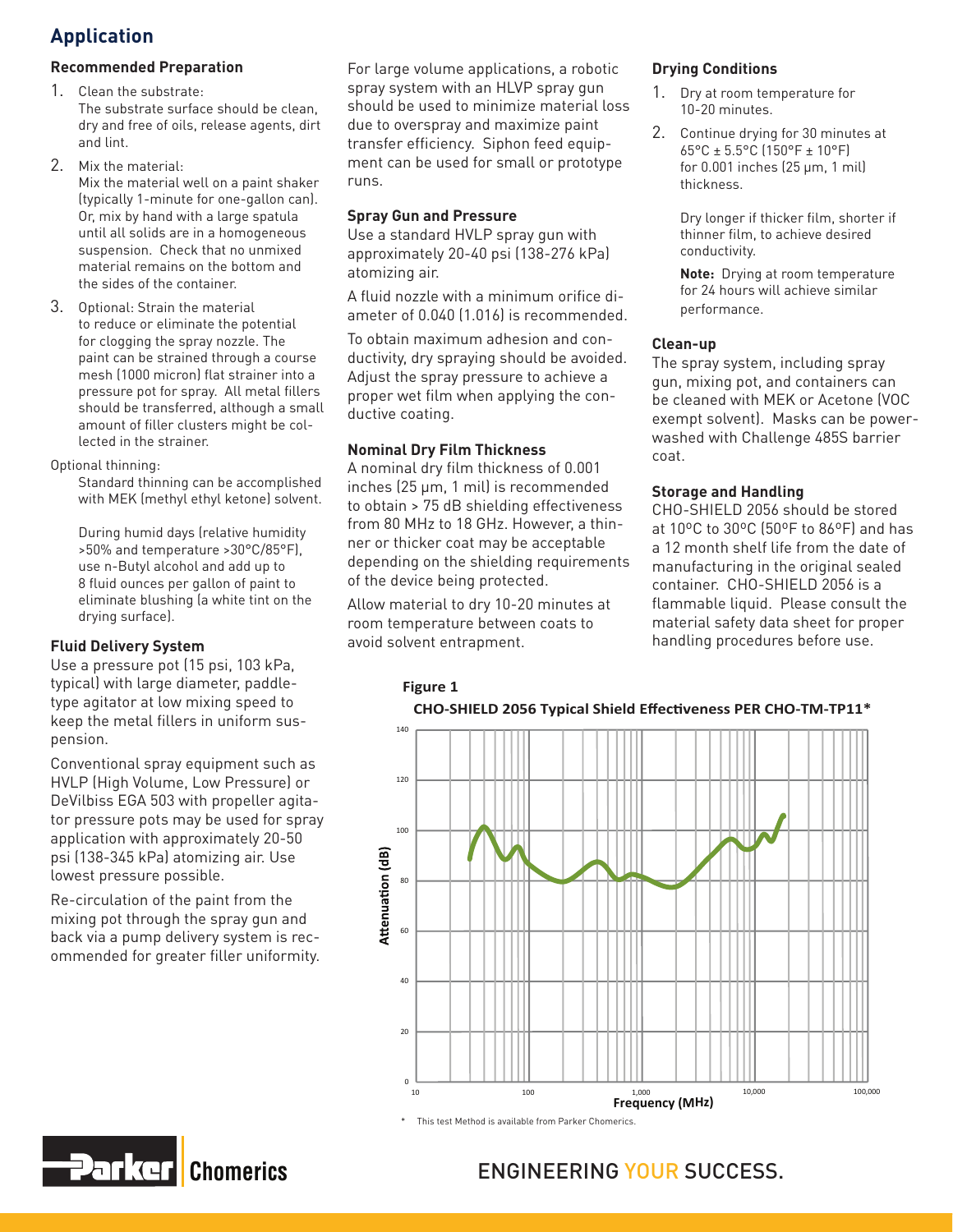## Application

### Recommended Preparation

1. Clean the substrate:
   The substrate surface should be clean, dry and free of oils, release agents, dirt and lint.
2. Mix the material:
   Mix the material well on a paint shaker (typically 1-minute for one-gallon can). Or, mix by hand with a large spatula until all solids are in a homogeneous suspension. Check that no unmixed material remains on the bottom and the sides of the container.
3. Optional: Strain the material
   to reduce or eliminate the potential for clogging the spray nozzle. The paint can be strained through a course mesh (1000 micron) flat strainer into a pressure pot for spray. All metal fillers should be transferred, although a small amount of filler clusters might be collected in the strainer.

Optional thinning:

Standard thinning can be accomplished with MEK (methyl ethyl ketone) solvent.

During humid days (relative humidity >50% and temperature >30°C/85°F), use n-Butyl alcohol and add up to 8 fluid ounces per gallon of paint to eliminate blushing (a white tint on the drying surface).

### Fluid Delivery System

Use a pressure pot (15 psi, 103 kPa, typical) with large diameter, paddle-type agitator at low mixing speed to keep the metal fillers in uniform suspension.

Conventional spray equipment such as HVLP (High Volume, Low Pressure) or DeVilbiss EGA 503 with propeller agitator pressure pots may be used for spray application with approximately 20-50 psi (138-345 kPa) atomizing air. Use lowest pressure possible.

Re-circulation of the paint from the mixing pot through the spray gun and back via a pump delivery system is recommended for greater filler uniformity.

For large volume applications, a robotic spray system with an HLVP spray gun should be used to minimize material loss due to overspray and maximize paint transfer efficiency. Siphon feed equipment can be used for small or prototype runs.

### Spray Gun and Pressure

Use a standard HVLP spray gun with approximately 20-40 psi (138-276 kPa) atomizing air.

A fluid nozzle with a minimum orifice diameter of 0.040 (1.016) is recommended.

To obtain maximum adhesion and conductivity, dry spraying should be avoided. Adjust the spray pressure to achieve a proper wet film when applying the conductive coating.

### Nominal Dry Film Thickness

A nominal dry film thickness of 0.001 inches (25 µm, 1 mil) is recommended to obtain > 75 dB shielding effectiveness from 80 MHz to 18 GHz. However, a thinner or thicker coat may be acceptable depending on the shielding requirements of the device being protected.

Allow material to dry 10-20 minutes at room temperature between coats to avoid solvent entrapment.

### Drying Conditions

1. Dry at room temperature for 10-20 minutes.
2. Continue drying for 30 minutes at 65°C ± 5.5°C (150°F ± 10°F) for 0.001 inches (25 µm, 1 mil) thickness.

   Dry longer if thicker film, shorter if thinner film, to achieve desired conductivity.

   **Note:** Drying at room temperature for 24 hours will achieve similar performance.

### Clean-up

The spray system, including spray gun, mixing pot, and containers can be cleaned with MEK or Acetone (VOC exempt solvent). Masks can be power-washed with Challenge 485S barrier coat.

### Storage and Handling

CHO-SHIELD 2056 should be stored at 10°C to 30°C (50°F to 86°F) and has a 12 month shelf life from the date of manufacturing in the original sealed container. CHO-SHIELD 2056 is a flammable liquid. Please consult the material safety data sheet for proper handling procedures before use.

**Figure 1**

**CHO-SHIELD 2056 Typical Shield Effectiveness PER CHO-TM-TP11***

\* This test Method is available from Parker Chomerics.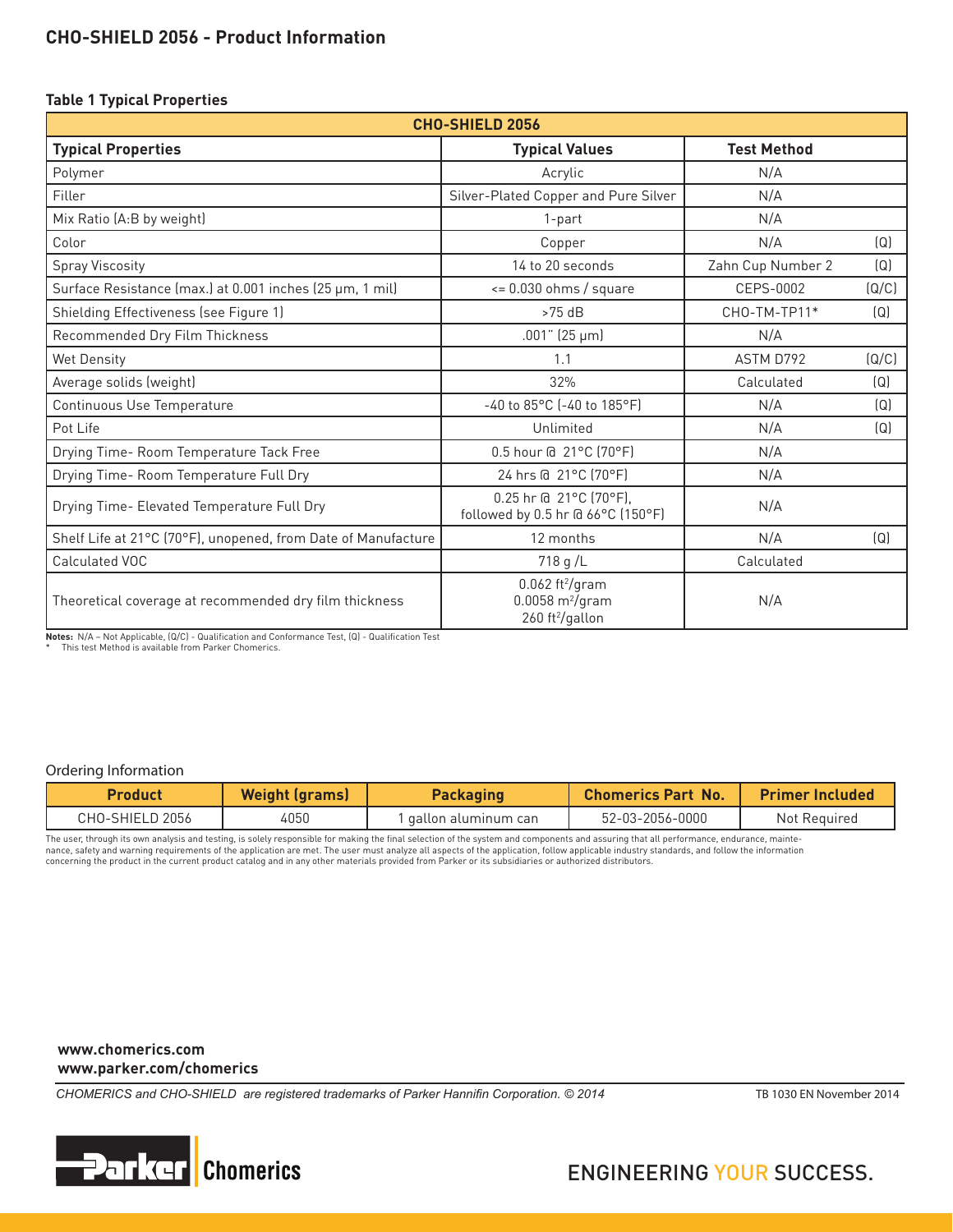## CHO-SHIELD 2056 - Product Information

**Table 1 Typical Properties**

| CHO-SHIELD 2056 | | | |
|---|---|---|---|
| **Typical Properties** | **Typical Values** | **Test Method** | |
| Polymer | Acrylic | N/A | |
| Filler | Silver-Plated Copper and Pure Silver | N/A | |
| Mix Ratio (A:B by weight) | 1-part | N/A | |
| Color | Copper | N/A | (Q) |
| Spray Viscosity | 14 to 20 seconds | Zahn Cup Number 2 | (Q) |
| Surface Resistance (max.) at 0.001 inches (25 μm, 1 mil) | <= 0.030 ohms / square | CEPS-0002 | (Q/C) |
| Shielding Effectiveness (see Figure 1) | >75 dB | CHO-TM-TP11* | (Q) |
| Recommended Dry Film Thickness | .001" (25 μm) | N/A | |
| Wet Density | 1.1 | ASTM D792 | (Q/C) |
| Average solids (weight) | 32% | Calculated | (Q) |
| Continuous Use Temperature | -40 to 85°C (-40 to 185°F) | N/A | (Q) |
| Pot Life | Unlimited | N/A | (Q) |
| Drying Time- Room Temperature Tack Free | 0.5 hour @ 21°C (70°F) | N/A | |
| Drying Time- Room Temperature Full Dry | 24 hrs @ 21°C (70°F) | N/A | |
| Drying Time- Elevated Temperature Full Dry | 0.25 hr @ 21°C (70°F), followed by 0.5 hr @ 66°C (150°F) | N/A | |
| Shelf Life at 21°C (70°F), unopened, from Date of Manufacture | 12 months | N/A | (Q) |
| Calculated VOC | 718 g /L | Calculated | |
| Theoretical coverage at recommended dry film thickness | 0.062 $ft^2$/gram<br>0.0058 $m^2$/gram<br>260 $ft^2$/gallon | N/A | |

**Notes:** N/A – Not Applicable, (Q/C) - Qualification and Conformance Test, (Q) - Qualification Test
\* This test Method is available from Parker Chomerics.

Ordering Information

| Product | Weight (grams) | Packaging | Chomerics Part No. | Primer Included |
|---|---|---|---|---|
| CHO-SHIELD 2056 | 4050 | 1 gallon aluminum can | 52-03-2056-0000 | Not Required |

The user, through its own analysis and testing, is solely responsible for making the final selection of the system and components and assuring that all performance, endurance, maintenance, safety and warning requirements of the application are met. The user must analyze all aspects of the application, follow applicable industry standards, and follow the information concerning the product in the current product catalog and in any other materials provided from Parker or its subsidiaries or authorized distributors.

**www.chomerics.com**
**www.parker.com/chomerics**

*CHOMERICS and CHO-SHIELD are registered trademarks of Parker Hannifin Corporation. © 2014*

TB 1030 EN November 2014

Parker Chomerics

ENGINEERING YOUR SUCCESS.